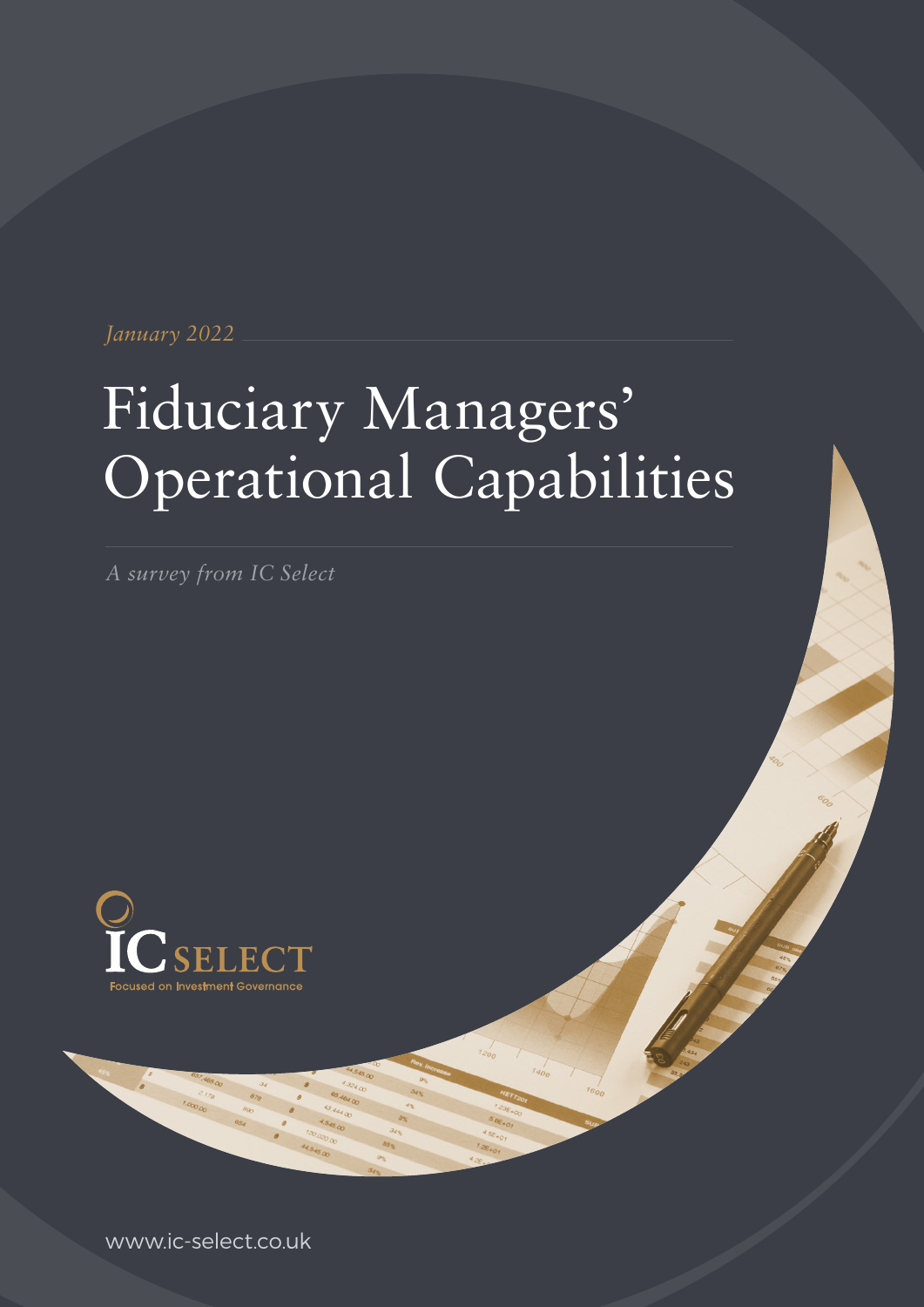*January 2022*

# Fiduciary Managers' Operational Capabilities

*A survey from IC Select*

IC SELECT

Focused on Investment Governance

www.ic-select.co.uk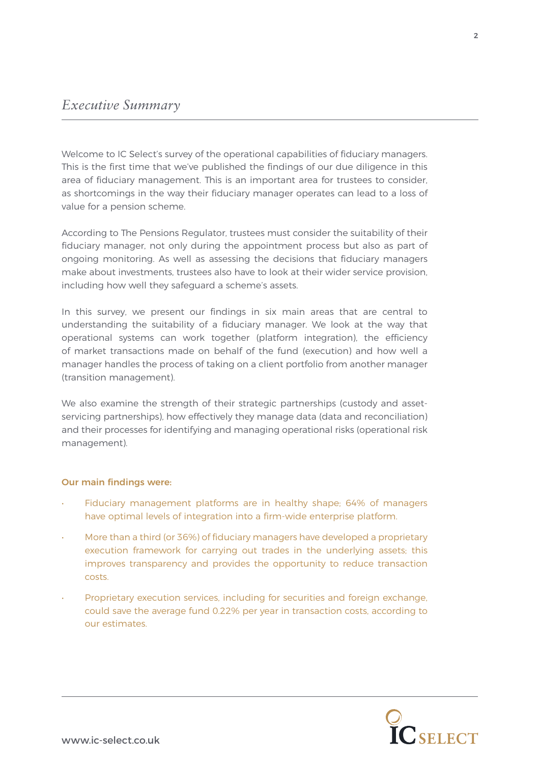## *Executive Summary*

Welcome to IC Select's survey of the operational capabilities of fiduciary managers. This is the first time that we've published the findings of our due diligence in this area of fiduciary management. This is an important area for trustees to consider, as shortcomings in the way their fiduciary manager operates can lead to a loss of value for a pension scheme.

According to The Pensions Regulator, trustees must consider the suitability of their fiduciary manager, not only during the appointment process but also as part of ongoing monitoring. As well as assessing the decisions that fiduciary managers make about investments, trustees also have to look at their wider service provision, including how well they safeguard a scheme's assets.

In this survey, we present our findings in six main areas that are central to understanding the suitability of a fiduciary manager. We look at the way that operational systems can work together (platform integration), the efficiency of market transactions made on behalf of the fund (execution) and how well a manager handles the process of taking on a client portfolio from another manager (transition management).

We also examine the strength of their strategic partnerships (custody and asset-servicing partnerships), how effectively they manage data (data and reconciliation) and their processes for identifying and managing operational risks (operational risk management).

**Our main findings were:**

- Fiduciary management platforms are in healthy shape; 64% of managers have optimal levels of integration into a firm-wide enterprise platform.
- More than a third (or 36%) of fiduciary managers have developed a proprietary execution framework for carrying out trades in the underlying assets; this improves transparency and provides the opportunity to reduce transaction costs.
- Proprietary execution services, including for securities and foreign exchange, could save the average fund 0.22% per year in transaction costs, according to our estimates.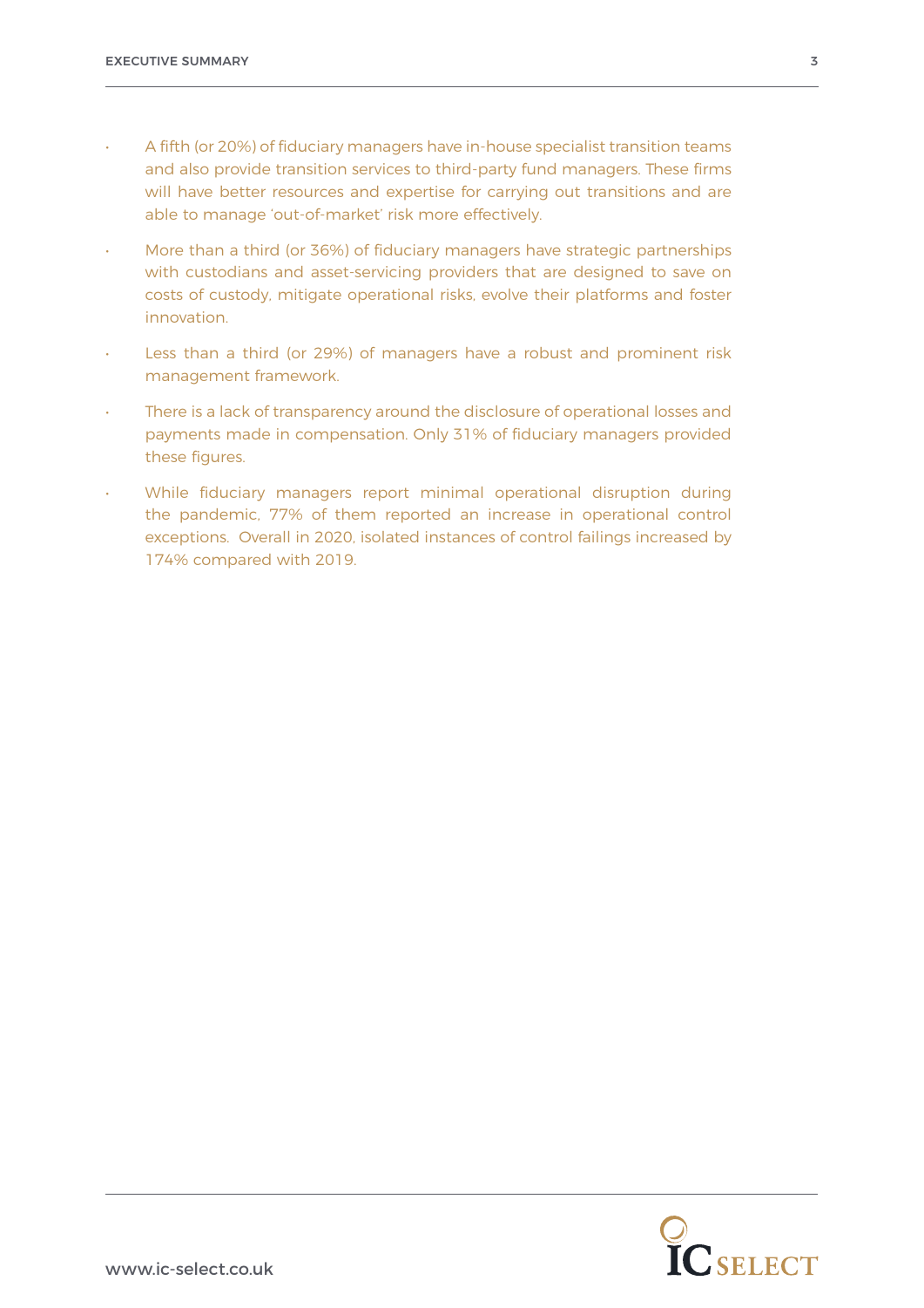- A fifth (or 20%) of fiduciary managers have in-house specialist transition teams and also provide transition services to third-party fund managers. These firms will have better resources and expertise for carrying out transitions and are able to manage 'out-of-market' risk more effectively.
- More than a third (or 36%) of fiduciary managers have strategic partnerships with custodians and asset-servicing providers that are designed to save on costs of custody, mitigate operational risks, evolve their platforms and foster innovation.
- Less than a third (or 29%) of managers have a robust and prominent risk management framework.
- There is a lack of transparency around the disclosure of operational losses and payments made in compensation. Only 31% of fiduciary managers provided these figures.
- While fiduciary managers report minimal operational disruption during the pandemic, 77% of them reported an increase in operational control exceptions. Overall in 2020, isolated instances of control failings increased by 174% compared with 2019.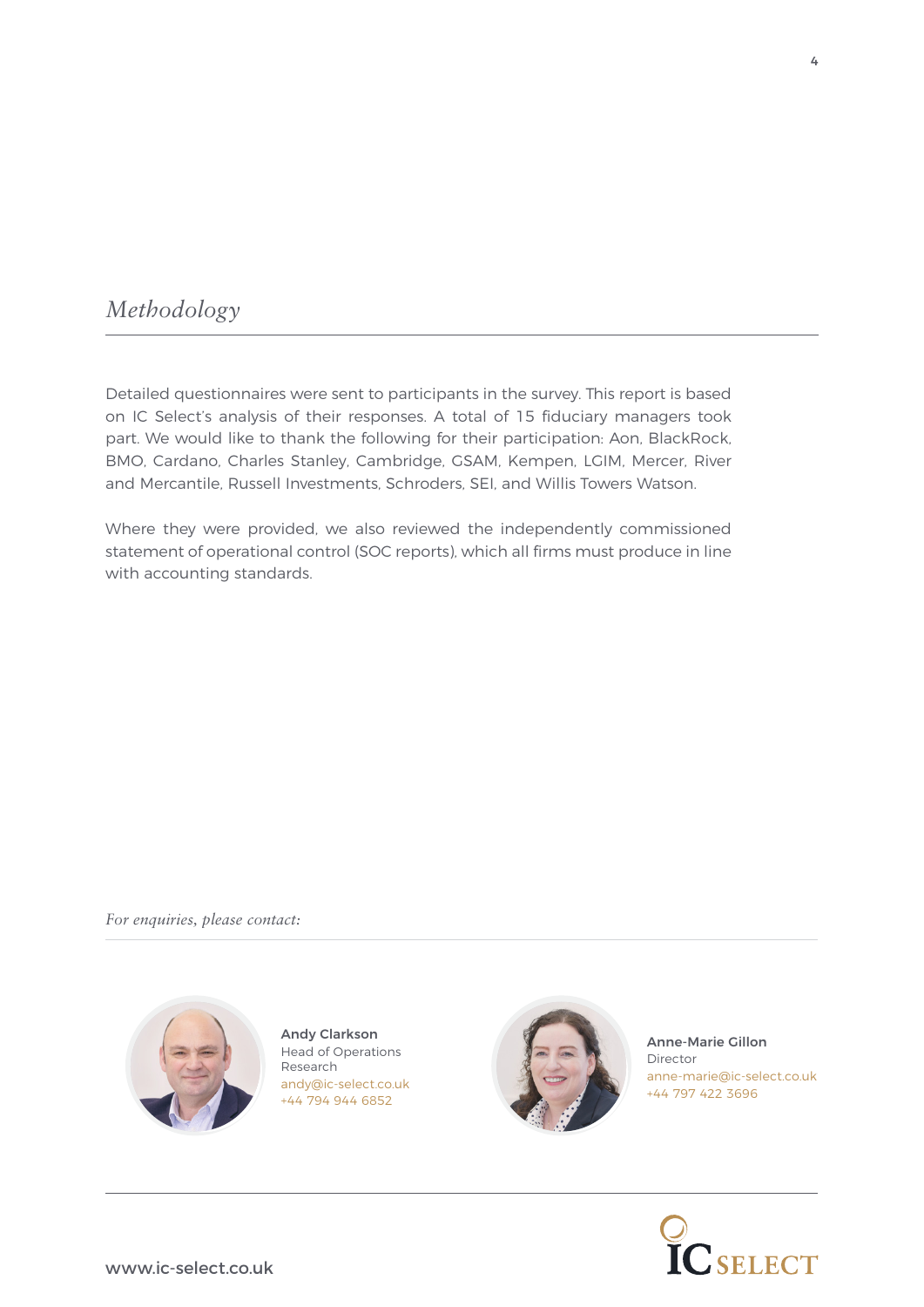## *Methodology*

Detailed questionnaires were sent to participants in the survey. This report is based on IC Select's analysis of their responses. A total of 15 fiduciary managers took part. We would like to thank the following for their participation: Aon, BlackRock, BMO, Cardano, Charles Stanley, Cambridge, GSAM, Kempen, LGIM, Mercer, River and Mercantile, Russell Investments, Schroders, SEI, and Willis Towers Watson.

Where they were provided, we also reviewed the independently commissioned statement of operational control (SOC reports), which all firms must produce in line with accounting standards.

*For enquiries, please contact:*

**Andy Clarkson**
Head of Operations Research
andy@ic-select.co.uk
+44 794 944 6852

**Anne-Marie Gillon**
Director
anne-marie@ic-select.co.uk
+44 797 422 3696

www.ic-select.co.uk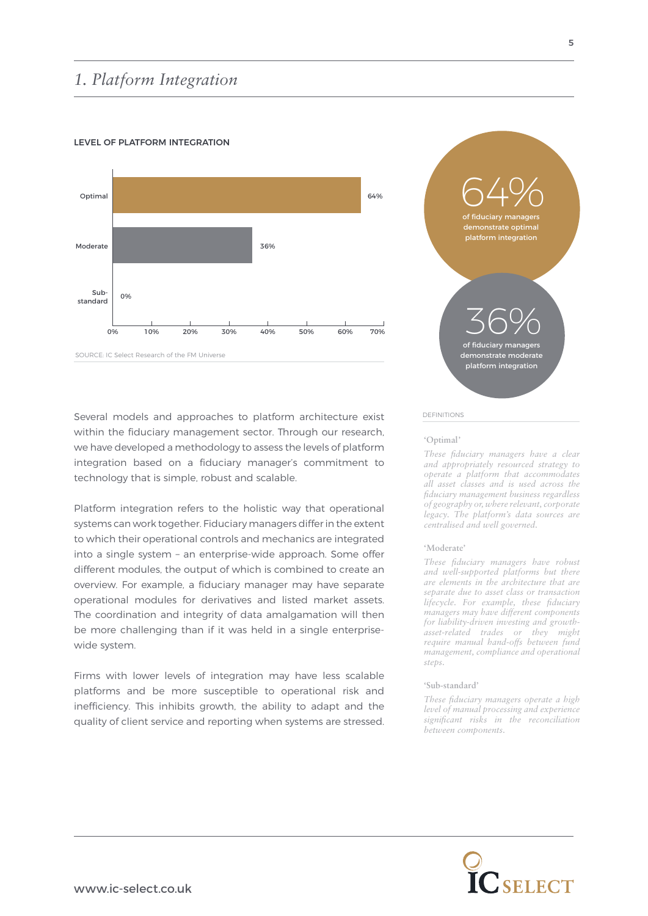# 1. Platform Integration

**LEVEL OF PLATFORM INTEGRATION**

| Level | Percentage |
|---|---|
| Optimal | 64% |
| Moderate | 36% |
| Sub-standard | 0% |

SOURCE: IC Select Research of the FM Universe

**64%** of fiduciary managers demonstrate optimal platform integration

**36%** of fiduciary managers demonstrate moderate platform integration

Several models and approaches to platform architecture exist within the fiduciary management sector. Through our research, we have developed a methodology to assess the levels of platform integration based on a fiduciary manager's commitment to technology that is simple, robust and scalable.

Platform integration refers to the holistic way that operational systems can work together. Fiduciary managers differ in the extent to which their operational controls and mechanics are integrated into a single system – an enterprise-wide approach. Some offer different modules, the output of which is combined to create an overview. For example, a fiduciary manager may have separate operational modules for derivatives and listed market assets. The coordination and integrity of data amalgamation will then be more challenging than if it was held in a single enterprise-wide system.

Firms with lower levels of integration may have less scalable platforms and be more susceptible to operational risk and inefficiency. This inhibits growth, the ability to adapt and the quality of client service and reporting when systems are stressed.

DEFINITIONS

'Optimal'

*These fiduciary managers have a clear and appropriately resourced strategy to operate a platform that accommodates all asset classes and is used across the fiduciary management business regardless of geography or, where relevant, corporate legacy. The platform's data sources are centralised and well governed.*

'Moderate'

*These fiduciary managers have robust and well-supported platforms but there are elements in the architecture that are separate due to asset class or transaction lifecycle. For example, these fiduciary managers may have different components for liability-driven investing and growth-asset-related trades or they might require manual hand-offs between fund management, compliance and operational steps.*

'Sub-standard'

*These fiduciary managers operate a high level of manual processing and experience significant risks in the reconciliation between components.*

www.ic-select.co.uk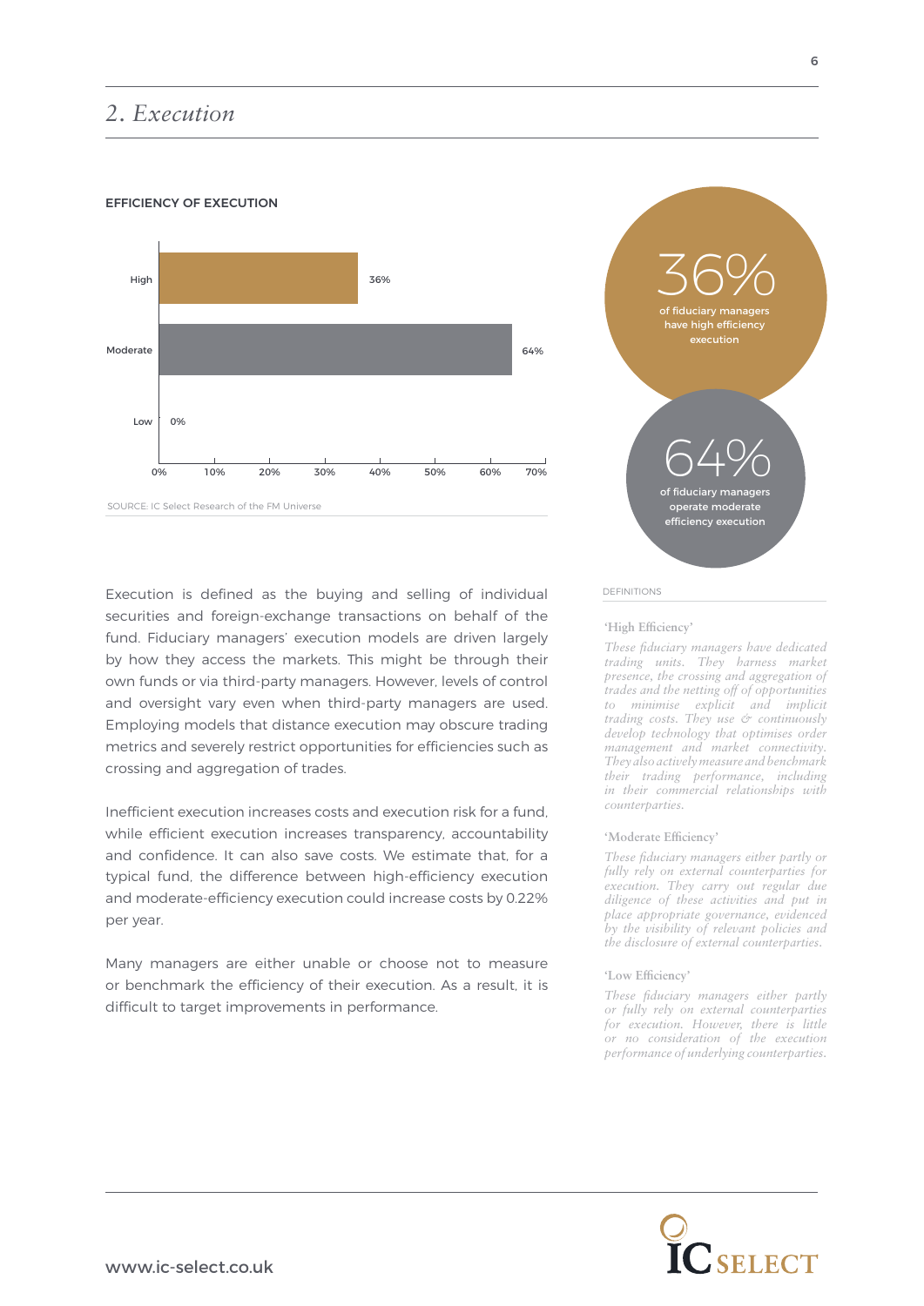## 2. Execution

**EFFICIENCY OF EXECUTION**

| Efficiency | Share |
| --- | --- |
| High | 36% |
| Moderate | 64% |
| Low | 0% |

SOURCE: IC Select Research of the FM Universe

**36%** of fiduciary managers have high efficiency execution

**64%** of fiduciary managers operate moderate efficiency execution

Execution is defined as the buying and selling of individual securities and foreign-exchange transactions on behalf of the fund. Fiduciary managers' execution models are driven largely by how they access the markets. This might be through their own funds or via third-party managers. However, levels of control and oversight vary even when third-party managers are used. Employing models that distance execution may obscure trading metrics and severely restrict opportunities for efficiencies such as crossing and aggregation of trades.

Inefficient execution increases costs and execution risk for a fund, while efficient execution increases transparency, accountability and confidence. It can also save costs. We estimate that, for a typical fund, the difference between high-efficiency execution and moderate-efficiency execution could increase costs by 0.22% per year.

Many managers are either unable or choose not to measure or benchmark the efficiency of their execution. As a result, it is difficult to target improvements in performance.

DEFINITIONS

**'High Efficiency'**

*These fiduciary managers have dedicated trading units. They harness market presence, the crossing and aggregation of trades and the netting off of opportunities to minimise explicit and implicit trading costs. They use & continuously develop technology that optimises order management and market connectivity. They also actively measure and benchmark their trading performance, including in their commercial relationships with counterparties.*

**'Moderate Efficiency'**

*These fiduciary managers either partly or fully rely on external counterparties for execution. They carry out regular due diligence of these activities and put in place appropriate governance, evidenced by the visibility of relevant policies and the disclosure of external counterparties.*

**'Low Efficiency'**

*These fiduciary managers either partly or fully rely on external counterparties for execution. However, there is little or no consideration of the execution performance of underlying counterparties.*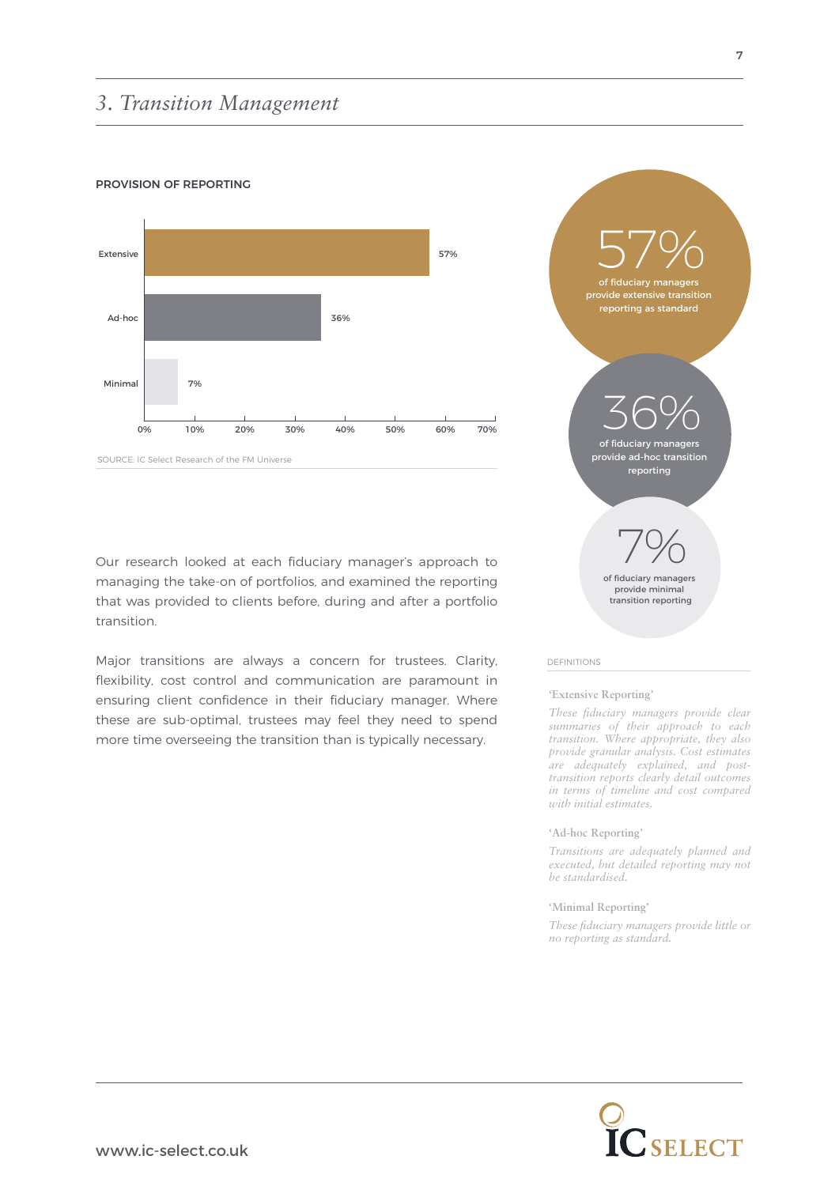## 3. Transition Management

**PROVISION OF REPORTING**

| Reporting | Percentage |
|---|---|
| Extensive | 57% |
| Ad-hoc | 36% |
| Minimal | 7% |

SOURCE: IC Select Research of the FM Universe

Our research looked at each fiduciary manager's approach to managing the take-on of portfolios, and examined the reporting that was provided to clients before, during and after a portfolio transition.

Major transitions are always a concern for trustees. Clarity, flexibility, cost control and communication are paramount in ensuring client confidence in their fiduciary manager. Where these are sub-optimal, trustees may feel they need to spend more time overseeing the transition than is typically necessary.

**57%** of fiduciary managers provide extensive transition reporting as standard

**36%** of fiduciary managers provide ad-hoc transition reporting

**7%** of fiduciary managers provide minimal transition reporting

DEFINITIONS

**'Extensive Reporting'**

*These fiduciary managers provide clear summaries of their approach to each transition. Where appropriate, they also provide granular analysis. Cost estimates are adequately explained, and post-transition reports clearly detail outcomes in terms of timeline and cost compared with initial estimates.*

**'Ad-hoc Reporting'**

*Transitions are adequately planned and executed, but detailed reporting may not be standardised.*

**'Minimal Reporting'**

*These fiduciary managers provide little or no reporting as standard.*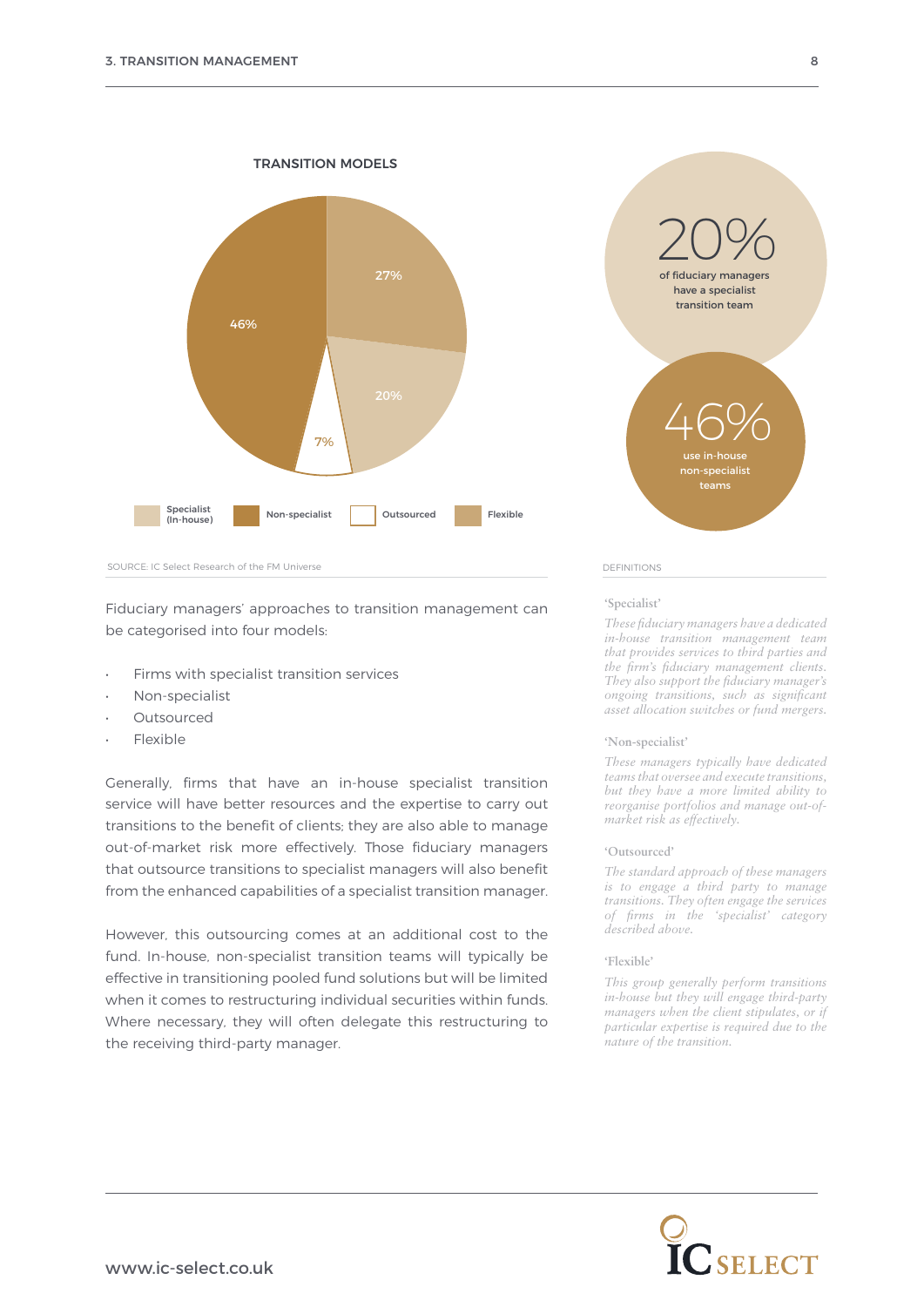## TRANSITION MODELS

| Model | Share |
|---|---|
| Specialist (In-house) | 20% |
| Non-specialist | 46% |
| Outsourced | 7% |
| Flexible | 27% |

SOURCE: IC Select Research of the FM Universe

**20%** of fiduciary managers have a specialist transition team

**46%** use in-house non-specialist teams

Fiduciary managers' approaches to transition management can be categorised into four models:

- Firms with specialist transition services
- Non-specialist
- Outsourced
- Flexible

Generally, firms that have an in-house specialist transition service will have better resources and the expertise to carry out transitions to the benefit of clients; they are also able to manage out-of-market risk more effectively. Those fiduciary managers that outsource transitions to specialist managers will also benefit from the enhanced capabilities of a specialist transition manager.

However, this outsourcing comes at an additional cost to the fund. In-house, non-specialist transition teams will typically be effective in transitioning pooled fund solutions but will be limited when it comes to restructuring individual securities within funds. Where necessary, they will often delegate this restructuring to the receiving third-party manager.

DEFINITIONS

'Specialist'

*These fiduciary managers have a dedicated in-house transition management team that provides services to third parties and the firm's fiduciary management clients. They also support the fiduciary manager's ongoing transitions, such as significant asset allocation switches or fund mergers.*

'Non-specialist'

*These managers typically have dedicated teams that oversee and execute transitions, but they have a more limited ability to reorganise portfolios and manage out-of-market risk as effectively.*

'Outsourced'

*The standard approach of these managers is to engage a third party to manage transitions. They often engage the services of firms in the 'specialist' category described above.*

'Flexible'

*This group generally perform transitions in-house but they will engage third-party managers when the client stipulates, or if particular expertise is required due to the nature of the transition.*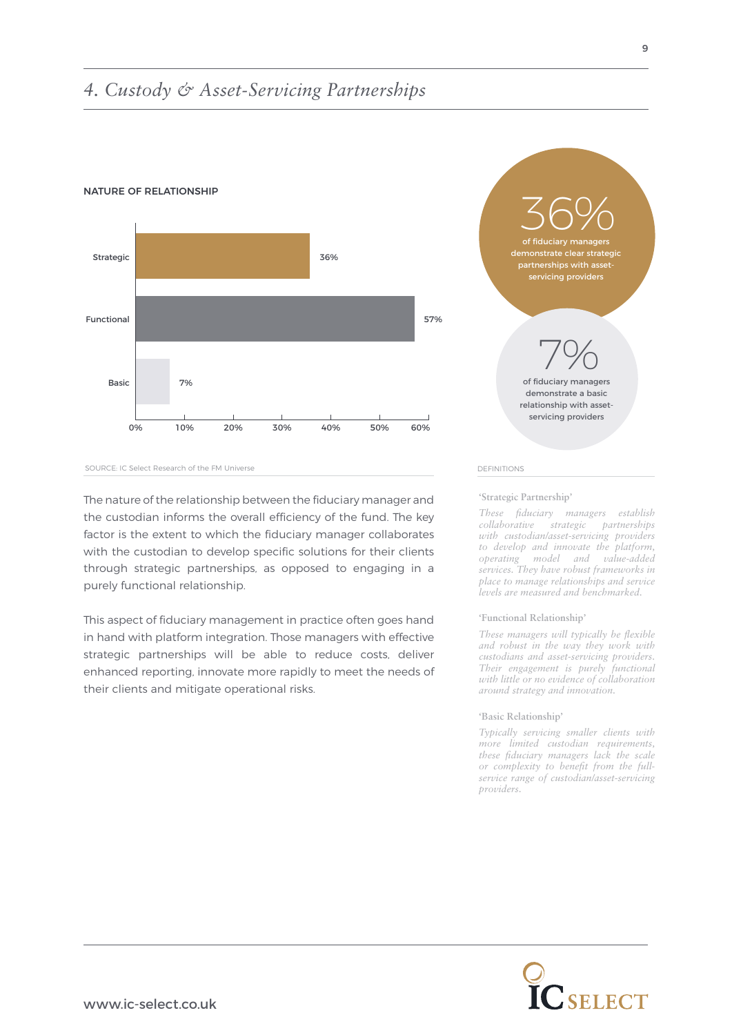# 4. Custody & Asset-Servicing Partnerships

**NATURE OF RELATIONSHIP**

| Nature of relationship | % |
|---|---|
| Strategic | 36% |
| Functional | 57% |
| Basic | 7% |

SOURCE: IC Select Research of the FM Universe

**36%** of fiduciary managers demonstrate clear strategic partnerships with asset-servicing providers

**7%** of fiduciary managers demonstrate a basic relationship with asset-servicing providers

The nature of the relationship between the fiduciary manager and the custodian informs the overall efficiency of the fund. The key factor is the extent to which the fiduciary manager collaborates with the custodian to develop specific solutions for their clients through strategic partnerships, as opposed to engaging in a purely functional relationship.

This aspect of fiduciary management in practice often goes hand in hand with platform integration. Those managers with effective strategic partnerships will be able to reduce costs, deliver enhanced reporting, innovate more rapidly to meet the needs of their clients and mitigate operational risks.

DEFINITIONS

'Strategic Partnership'

*These fiduciary managers establish collaborative strategic partnerships with custodian/asset-servicing providers to develop and innovate the platform, operating model and value-added services. They have robust frameworks in place to manage relationships and service levels are measured and benchmarked.*

'Functional Relationship'

*These managers will typically be flexible and robust in the way they work with custodians and asset-servicing providers. Their engagement is purely functional with little or no evidence of collaboration around strategy and innovation.*

'Basic Relationship'

*Typically servicing smaller clients with more limited custodian requirements, these fiduciary managers lack the scale or complexity to benefit from the full-service range of custodian/asset-servicing providers.*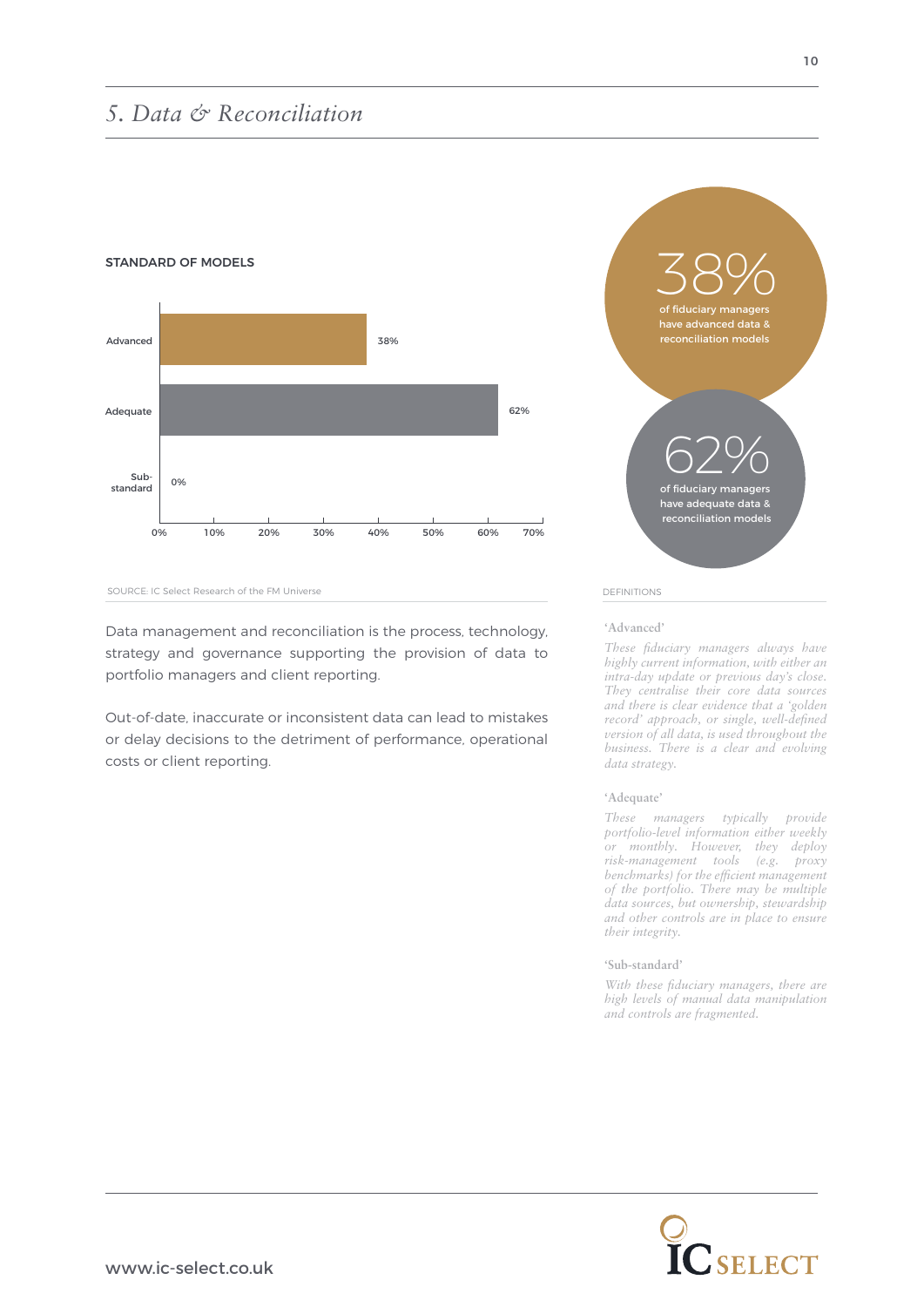# 5. Data & Reconciliation

**STANDARD OF MODELS**

| Standard | Percentage |
|---|---|
| Advanced | 38% |
| Adequate | 62% |
| Sub-standard | 0% |

SOURCE: IC Select Research of the FM Universe

**38%** of fiduciary managers have advanced data & reconciliation models

**62%** of fiduciary managers have adequate data & reconciliation models

Data management and reconciliation is the process, technology, strategy and governance supporting the provision of data to portfolio managers and client reporting.

Out-of-date, inaccurate or inconsistent data can lead to mistakes or delay decisions to the detriment of performance, operational costs or client reporting.

DEFINITIONS

**'Advanced'**

*These fiduciary managers always have highly current information, with either an intra-day update or previous day's close. They centralise their core data sources and there is clear evidence that a 'golden record' approach, or single, well-defined version of all data, is used throughout the business. There is a clear and evolving data strategy.*

**'Adequate'**

*These managers typically provide portfolio-level information either weekly or monthly. However, they deploy risk-management tools (e.g. proxy benchmarks) for the efficient management of the portfolio. There may be multiple data sources, but ownership, stewardship and other controls are in place to ensure their integrity.*

**'Sub-standard'**

*With these fiduciary managers, there are high levels of manual data manipulation and controls are fragmented.*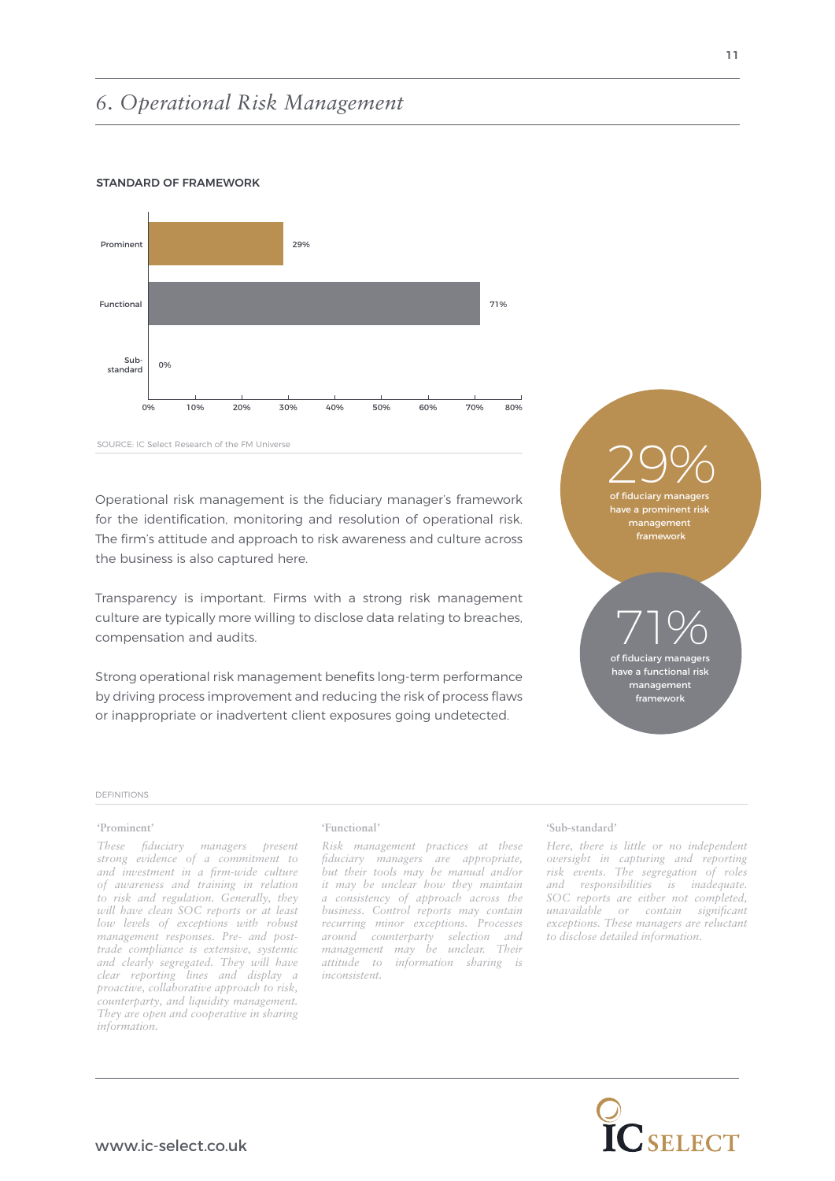# 6. Operational Risk Management

**STANDARD OF FRAMEWORK**

| Standard | Percentage |
|---|---|
| Prominent | 29% |
| Functional | 71% |
| Sub-standard | 0% |

SOURCE: IC Select Research of the FM Universe

Operational risk management is the fiduciary manager's framework for the identification, monitoring and resolution of operational risk. The firm's attitude and approach to risk awareness and culture across the business is also captured here.

Transparency is important. Firms with a strong risk management culture are typically more willing to disclose data relating to breaches, compensation and audits.

Strong operational risk management benefits long-term performance by driving process improvement and reducing the risk of process flaws or inappropriate or inadvertent client exposures going undetected.

**29%** of fiduciary managers have a prominent risk management framework

**71%** of fiduciary managers have a functional risk management framework

DEFINITIONS

**'Prominent'**

*These fiduciary managers present strong evidence of a commitment to and investment in a firm-wide culture of awareness and training in relation to risk and regulation. Generally, they will have clean SOC reports or at least low levels of exceptions with robust management responses. Pre- and post-trade compliance is extensive, systemic and clearly segregated. They will have clear reporting lines and display a proactive, collaborative approach to risk, counterparty, and liquidity management. They are open and cooperative in sharing information.*

**'Functional'**

*Risk management practices at these fiduciary managers are appropriate, but their tools may be manual and/or it may be unclear how they maintain a consistency of approach across the business. Control reports may contain recurring minor exceptions. Processes around counterparty selection and management may be unclear. Their attitude to information sharing is inconsistent.*

**'Sub-standard'**

*Here, there is little or no independent oversight in capturing and reporting risk events. The segregation of roles and responsibilities is inadequate. SOC reports are either not completed, unavailable or contain significant exceptions. These managers are reluctant to disclose detailed information.*

www.ic-select.co.uk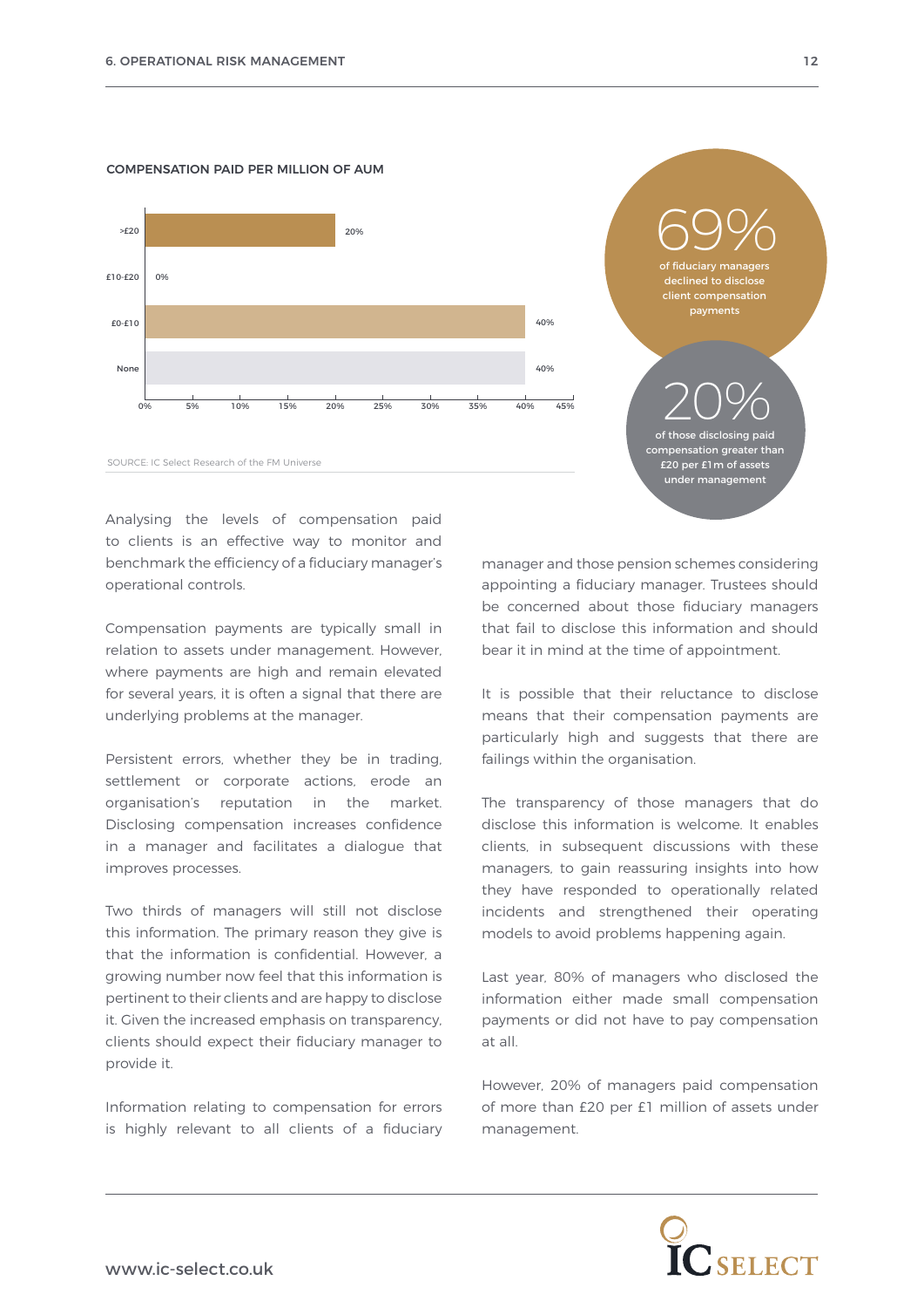## COMPENSATION PAID PER MILLION OF AUM

| Compensation | Percentage |
|---|---|
| >£20 | 20% |
| £10-£20 | 0% |
| £0-£10 | 40% |
| None | 40% |

SOURCE: IC Select Research of the FM Universe

**69%** of fiduciary managers declined to disclose client compensation payments

**20%** of those disclosing paid compensation greater than £20 per £1m of assets under management

Analysing the levels of compensation paid to clients is an effective way to monitor and benchmark the efficiency of a fiduciary manager's operational controls.

Compensation payments are typically small in relation to assets under management. However, where payments are high and remain elevated for several years, it is often a signal that there are underlying problems at the manager.

Persistent errors, whether they be in trading, settlement or corporate actions, erode an organisation's reputation in the market. Disclosing compensation increases confidence in a manager and facilitates a dialogue that improves processes.

Two thirds of managers will still not disclose this information. The primary reason they give is that the information is confidential. However, a growing number now feel that this information is pertinent to their clients and are happy to disclose it. Given the increased emphasis on transparency, clients should expect their fiduciary manager to provide it.

Information relating to compensation for errors is highly relevant to all clients of a fiduciary manager and those pension schemes considering appointing a fiduciary manager. Trustees should be concerned about those fiduciary managers that fail to disclose this information and should bear it in mind at the time of appointment.

It is possible that their reluctance to disclose means that their compensation payments are particularly high and suggests that there are failings within the organisation.

The transparency of those managers that do disclose this information is welcome. It enables clients, in subsequent discussions with these managers, to gain reassuring insights into how they have responded to operationally related incidents and strengthened their operating models to avoid problems happening again.

Last year, 80% of managers who disclosed the information either made small compensation payments or did not have to pay compensation at all.

However, 20% of managers paid compensation of more than £20 per £1 million of assets under management.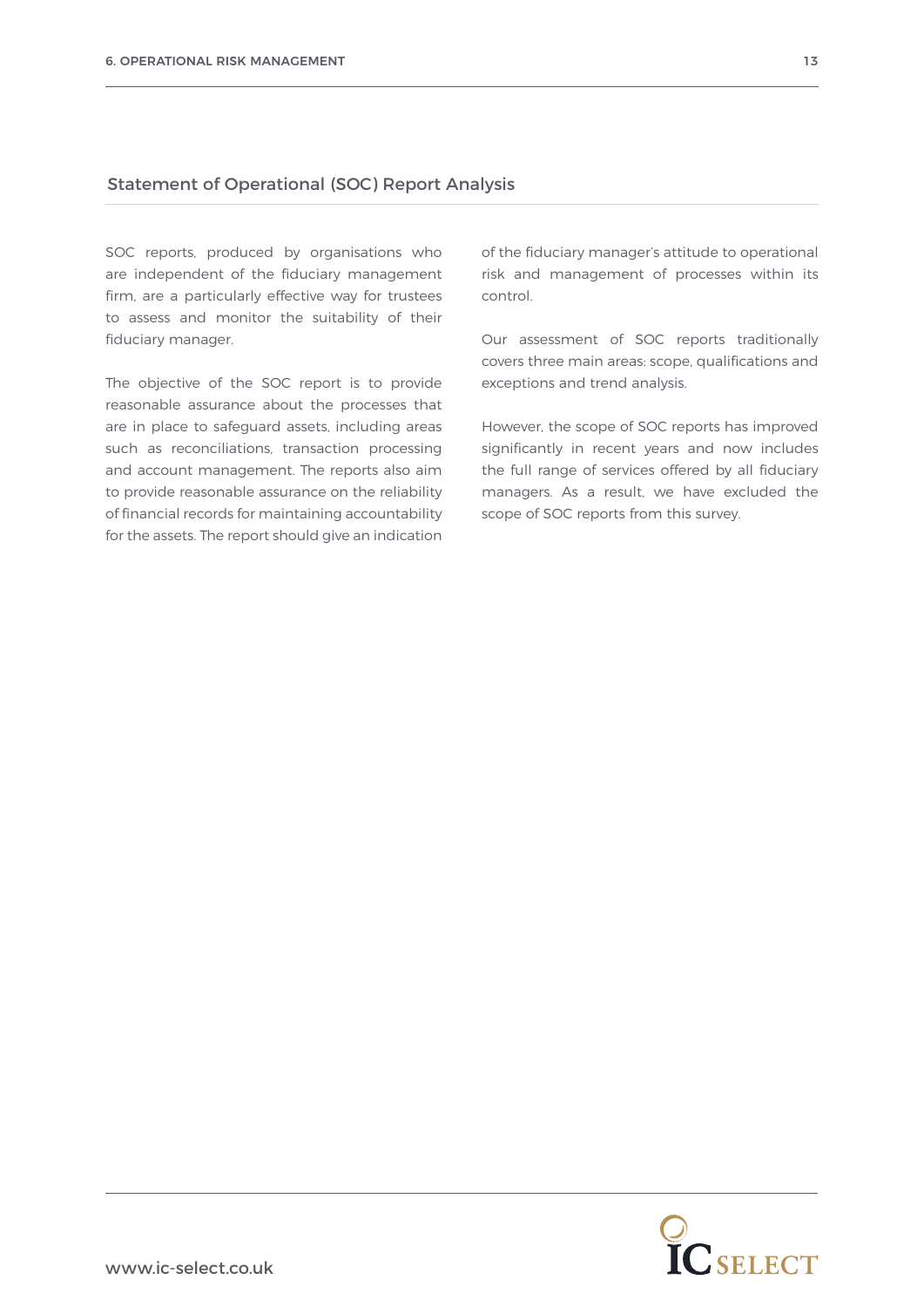## Statement of Operational (SOC) Report Analysis

SOC reports, produced by organisations who are independent of the fiduciary management firm, are a particularly effective way for trustees to assess and monitor the suitability of their fiduciary manager.

The objective of the SOC report is to provide reasonable assurance about the processes that are in place to safeguard assets, including areas such as reconciliations, transaction processing and account management. The reports also aim to provide reasonable assurance on the reliability of financial records for maintaining accountability for the assets. The report should give an indication of the fiduciary manager's attitude to operational risk and management of processes within its control.

Our assessment of SOC reports traditionally covers three main areas: scope, qualifications and exceptions and trend analysis.

However, the scope of SOC reports has improved significantly in recent years and now includes the full range of services offered by all fiduciary managers. As a result, we have excluded the scope of SOC reports from this survey.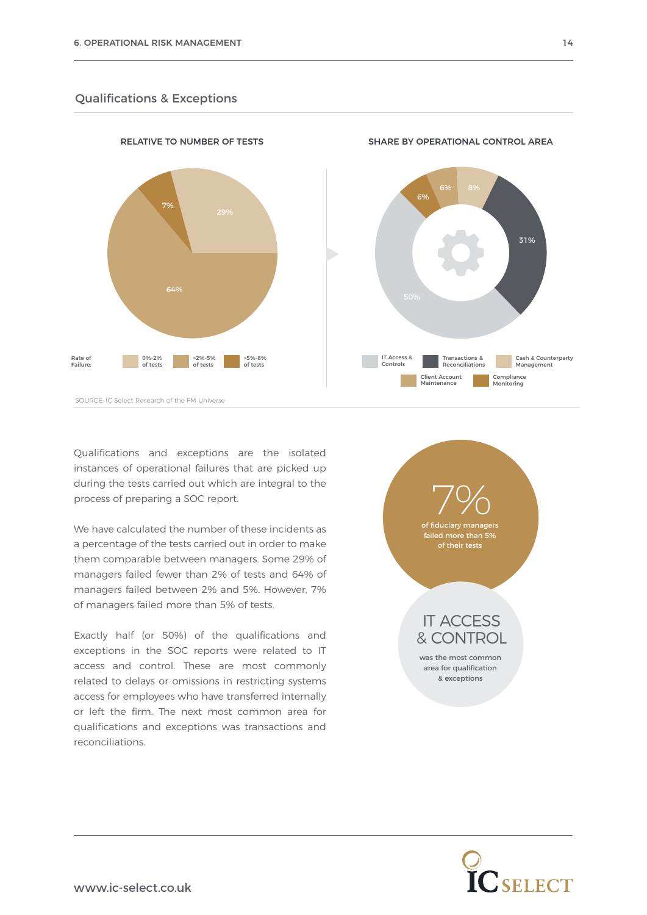## Qualifications & Exceptions

**RELATIVE TO NUMBER OF TESTS**

| Rate of Failure | Share |
| --- | --- |
| 0%-2% of tests | 29% |
| >2%-5% of tests | 64% |
| >5%-8% of tests | 7% |

**SHARE BY OPERATIONAL CONTROL AREA**

| Operational Control Area | Share |
| --- | --- |
| IT Access & Controls | 50% |
| Transactions & Reconciliations | 31% |
| Cash & Counterparty Management | 8% |
| Client Account Maintenance | 6% |
| Compliance Monitoring | 6% |

SOURCE: IC Select Research of the FM Universe

Qualifications and exceptions are the isolated instances of operational failures that are picked up during the tests carried out which are integral to the process of preparing a SOC report.

We have calculated the number of these incidents as a percentage of the tests carried out in order to make them comparable between managers. Some 29% of managers failed fewer than 2% of tests and 64% of managers failed between 2% and 5%. However, 7% of managers failed more than 5% of tests.

Exactly half (or 50%) of the qualifications and exceptions in the SOC reports were related to IT access and control. These are most commonly related to delays or omissions in restricting systems access for employees who have transferred internally or left the firm. The next most common area for qualifications and exceptions was transactions and reconciliations.

**7%** of fiduciary managers failed more than 5% of their tests

**IT ACCESS & CONTROL** was the most common area for qualification & exceptions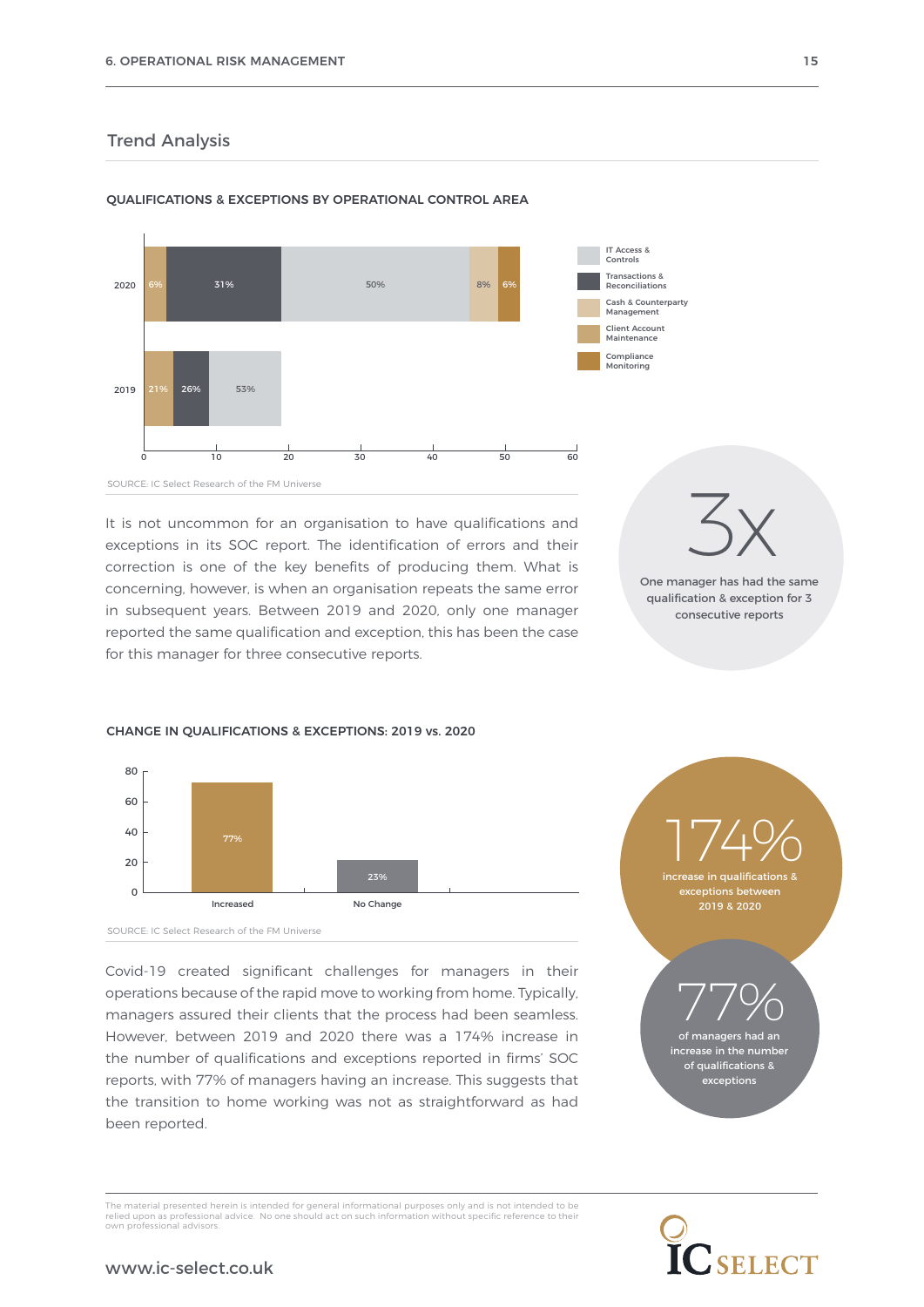## Trend Analysis

**QUALIFICATIONS & EXCEPTIONS BY OPERATIONAL CONTROL AREA**

2020: 6% | 31% | 50% | 8% | 6%

2019: 21% | 26% | 53%

0 10 20 30 40 50 60

IT Access & Controls

Transactions & Reconciliations

Cash & Counterparty Management

Client Account Maintenance

Compliance Monitoring

SOURCE: IC Select Research of the FM Universe

It is not uncommon for an organisation to have qualifications and exceptions in its SOC report. The identification of errors and their correction is one of the key benefits of producing them. What is concerning, however, is when an organisation repeats the same error in subsequent years. Between 2019 and 2020, only one manager reported the same qualification and exception, this has been the case for this manager for three consecutive reports.

**3x**

One manager has had the same qualification & exception for 3 consecutive reports

**CHANGE IN QUALIFICATIONS & EXCEPTIONS: 2019 vs. 2020**

80 60 40 20 0

Increased: 77%

No Change: 23%

SOURCE: IC Select Research of the FM Universe

Covid-19 created significant challenges for managers in their operations because of the rapid move to working from home. Typically, managers assured their clients that the process had been seamless. However, between 2019 and 2020 there was a 174% increase in the number of qualifications and exceptions reported in firms' SOC reports, with 77% of managers having an increase. This suggests that the transition to home working was not as straightforward as had been reported.

**174%**

increase in qualifications & exceptions between 2019 & 2020

**77%**

of managers had an increase in the number of qualifications & exceptions

The material presented herein is intended for general informational purposes only and is not intended to be relied upon as professional advice. No one should act on such information without specific reference to their own professional advisors.

www.ic-select.co.uk

IC SELECT